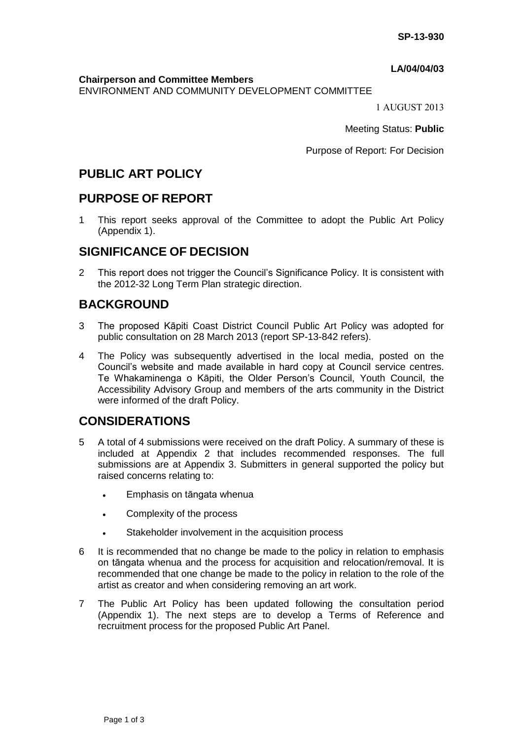**SP-13-930**

**LA/04/04/03**

**Chairperson and Committee Members**
ENVIRONMENT AND COMMUNITY DEVELOPMENT COMMITTEE

1 AUGUST 2013

Meeting Status: **Public**

Purpose of Report: For Decision

# PUBLIC ART POLICY

## PURPOSE OF REPORT

1 This report seeks approval of the Committee to adopt the Public Art Policy (Appendix 1).

## SIGNIFICANCE OF DECISION

2 This report does not trigger the Council's Significance Policy. It is consistent with the 2012-32 Long Term Plan strategic direction.

## BACKGROUND

3 The proposed Kāpiti Coast District Council Public Art Policy was adopted for public consultation on 28 March 2013 (report SP-13-842 refers).

4 The Policy was subsequently advertised in the local media, posted on the Council's website and made available in hard copy at Council service centres. Te Whakaminenga o Kāpiti, the Older Person's Council, Youth Council, the Accessibility Advisory Group and members of the arts community in the District were informed of the draft Policy.

## CONSIDERATIONS

5 A total of 4 submissions were received on the draft Policy. A summary of these is included at Appendix 2 that includes recommended responses. The full submissions are at Appendix 3. Submitters in general supported the policy but raised concerns relating to:

- Emphasis on tāngata whenua
- Complexity of the process
- Stakeholder involvement in the acquisition process

6 It is recommended that no change be made to the policy in relation to emphasis on tāngata whenua and the process for acquisition and relocation/removal. It is recommended that one change be made to the policy in relation to the role of the artist as creator and when considering removing an art work.

7 The Public Art Policy has been updated following the consultation period (Appendix 1). The next steps are to develop a Terms of Reference and recruitment process for the proposed Public Art Panel.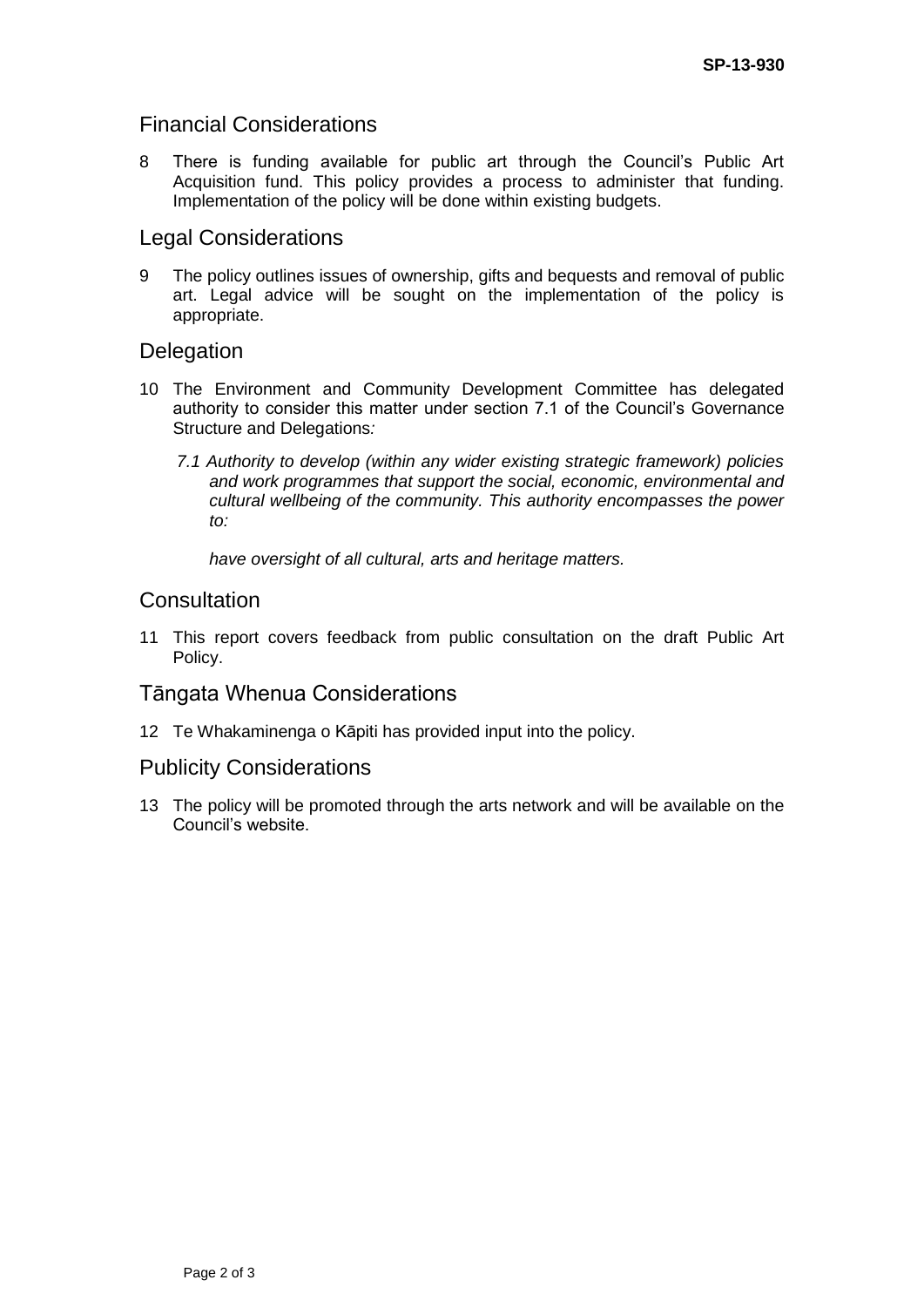## Financial Considerations

8 There is funding available for public art through the Council's Public Art Acquisition fund. This policy provides a process to administer that funding. Implementation of the policy will be done within existing budgets.

## Legal Considerations

9 The policy outlines issues of ownership, gifts and bequests and removal of public art. Legal advice will be sought on the implementation of the policy is appropriate.

## Delegation

10 The Environment and Community Development Committee has delegated authority to consider this matter under section 7.1 of the Council's Governance Structure and Delegations*:*

> *7.1 Authority to develop (within any wider existing strategic framework) policies and work programmes that support the social, economic, environmental and cultural wellbeing of the community. This authority encompasses the power to:*
>
> *have oversight of all cultural, arts and heritage matters.*

## Consultation

11 This report covers feedback from public consultation on the draft Public Art Policy.

## Tāngata Whenua Considerations

12 Te Whakaminenga o Kāpiti has provided input into the policy.

## Publicity Considerations

13 The policy will be promoted through the arts network and will be available on the Council's website.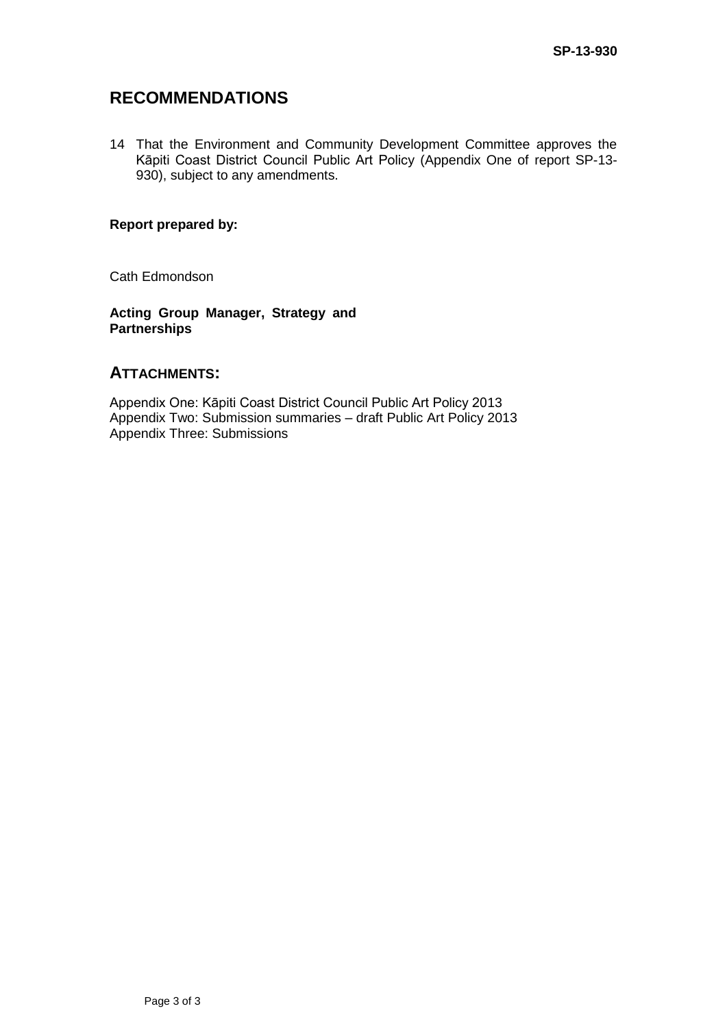## RECOMMENDATIONS

14 That the Environment and Community Development Committee approves the Kāpiti Coast District Council Public Art Policy (Appendix One of report SP-13-930), subject to any amendments.

**Report prepared by:**

Cath Edmondson

**Acting Group Manager, Strategy and Partnerships**

## ATTACHMENTS:

Appendix One: Kāpiti Coast District Council Public Art Policy 2013
Appendix Two: Submission summaries – draft Public Art Policy 2013
Appendix Three: Submissions